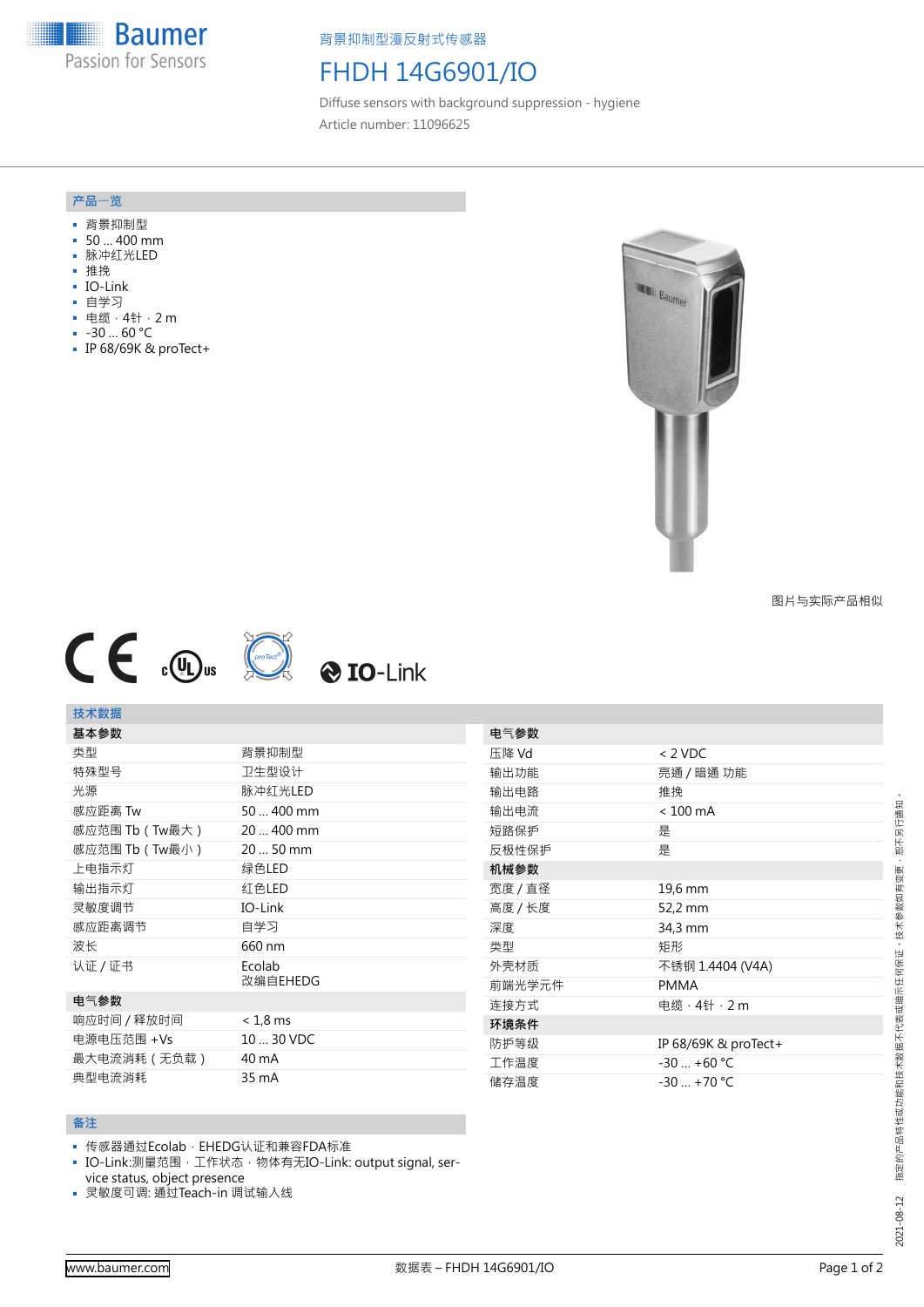背景抑制型漫反射式传感器

# FHDH 14G6901/IO

Diffuse sensors with background suppression - hygiene

Article number: 11096625

## 产品一览

- 背景抑制型
- 50 ... 400 mm
- 脉冲红光LED
- 推挽
- IO-Link
- 自学习
- 电缆，4针，2 m
- -30 ... 60 °C
- IP 68/69K & proTect+

图片与实际产品相似

## 技术数据

| 基本参数 | |
|---|---|
| 类型 | 背景抑制型 |
| 特殊型号 | 卫生型设计 |
| 光源 | 脉冲红光LED |
| 感应距离 Tw | 50 ... 400 mm |
| 感应范围 Tb（Tw最大） | 20 ... 400 mm |
| 感应范围 Tb（Tw最小） | 20 ... 50 mm |
| 上电指示灯 | 绿色LED |
| 输出指示灯 | 红色LED |
| 灵敏度调节 | IO-Link |
| 感应距离调节 | 自学习 |
| 波长 | 660 nm |
| 认证 / 证书 | Ecolab<br>改编自EHEDG |
| **电气参数** | |
| 响应时间 / 释放时间 | < 1,8 ms |
| 电源电压范围 +Vs | 10 ... 30 VDC |
| 最大电流消耗（无负载） | 40 mA |
| 典型电流消耗 | 35 mA |

| 电气参数 | |
|---|---|
| 压降 Vd | < 2 VDC |
| 输出功能 | 亮通 / 暗通 功能 |
| 输出电路 | 推挽 |
| 输出电流 | < 100 mA |
| 短路保护 | 是 |
| 反极性保护 | 是 |
| **机械参数** | |
| 宽度 / 直径 | 19,6 mm |
| 高度 / 长度 | 52,2 mm |
| 深度 | 34,3 mm |
| 类型 | 矩形 |
| 外壳材质 | 不锈钢 1.4404 (V4A) |
| 前端光学元件 | PMMA |
| 连接方式 | 电缆，4针，2 m |
| **环境条件** | |
| 防护等级 | IP 68/69K & proTect+ |
| 工作温度 | -30 ... +60 °C |
| 储存温度 | -30 ... +70 °C |

## 备注

- 传感器通过Ecolab，EHEDG认证和兼容FDA标准
- IO-Link:测量范围，工作状态，物体有无IO-Link: output signal, service status, object presence
- 灵敏度可调: 通过Teach-in 调试输入线

指定的产品特性或功能和技术数据不代表或暗示任何保证。技术参数如有变更，恕不另行通知。 2021-08-12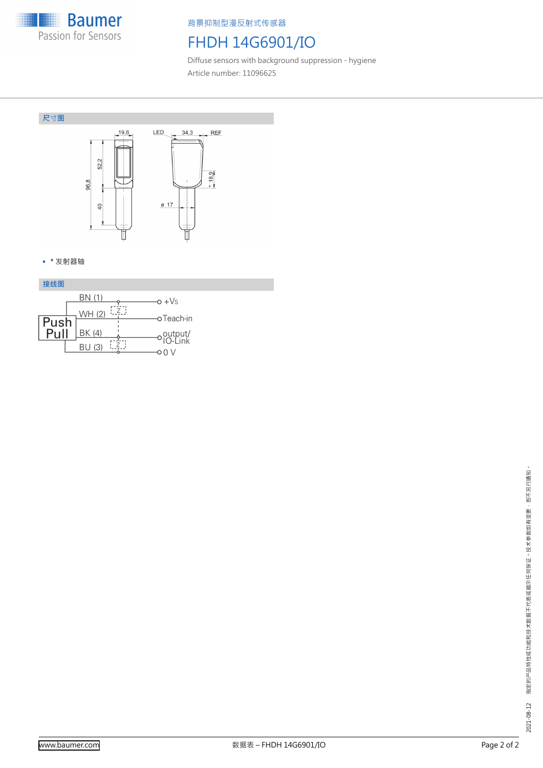## 尺寸图

19,6

LED

34,3

REF

52,2

96,8

40

18,9

ø 17

- * 发射器轴

## 接线图

Push Pull

BN (1)

WH (2)

BK (4)

BU (3)

Z

Z

+Vs

Teach-in

output/ IO-Link

0 V